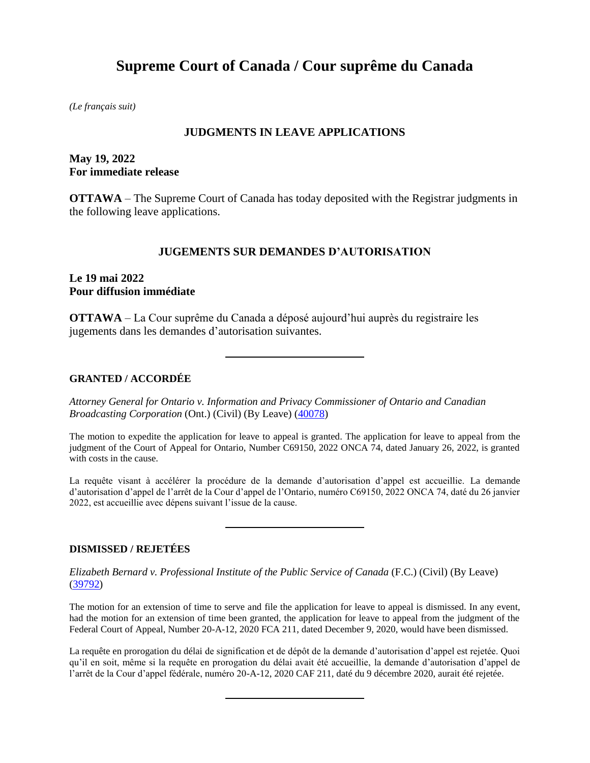# Supreme Court of Canada / Cour suprême du Canada

*(Le français suit)*

## JUDGMENTS IN LEAVE APPLICATIONS

**May 19, 2022**
**For immediate release**

**OTTAWA** – The Supreme Court of Canada has today deposited with the Registrar judgments in the following leave applications.

## JUGEMENTS SUR DEMANDES D'AUTORISATION

**Le 19 mai 2022**
**Pour diffusion immédiate**

**OTTAWA** – La Cour suprême du Canada a déposé aujourd'hui auprès du registraire les jugements dans les demandes d'autorisation suivantes.

---

### GRANTED / ACCORDÉE

*Attorney General for Ontario v. Information and Privacy Commissioner of Ontario and Canadian Broadcasting Corporation* (Ont.) (Civil) (By Leave) (40078)

The motion to expedite the application for leave to appeal is granted. The application for leave to appeal from the judgment of the Court of Appeal for Ontario, Number C69150, 2022 ONCA 74, dated January 26, 2022, is granted with costs in the cause.

La requête visant à accélérer la procédure de la demande d'autorisation d'appel est accueillie. La demande d'autorisation d'appel de l'arrêt de la Cour d'appel de l'Ontario, numéro C69150, 2022 ONCA 74, daté du 26 janvier 2022, est accueillie avec dépens suivant l'issue de la cause.

---

### DISMISSED / REJETÉES

*Elizabeth Bernard v. Professional Institute of the Public Service of Canada* (F.C.) (Civil) (By Leave) (39792)

The motion for an extension of time to serve and file the application for leave to appeal is dismissed. In any event, had the motion for an extension of time been granted, the application for leave to appeal from the judgment of the Federal Court of Appeal, Number 20-A-12, 2020 FCA 211, dated December 9, 2020, would have been dismissed.

La requête en prorogation du délai de signification et de dépôt de la demande d'autorisation d'appel est rejetée. Quoi qu'il en soit, même si la requête en prorogation du délai avait été accueillie, la demande d'autorisation d'appel de l'arrêt de la Cour d'appel fédérale, numéro 20-A-12, 2020 CAF 211, daté du 9 décembre 2020, aurait été rejetée.

---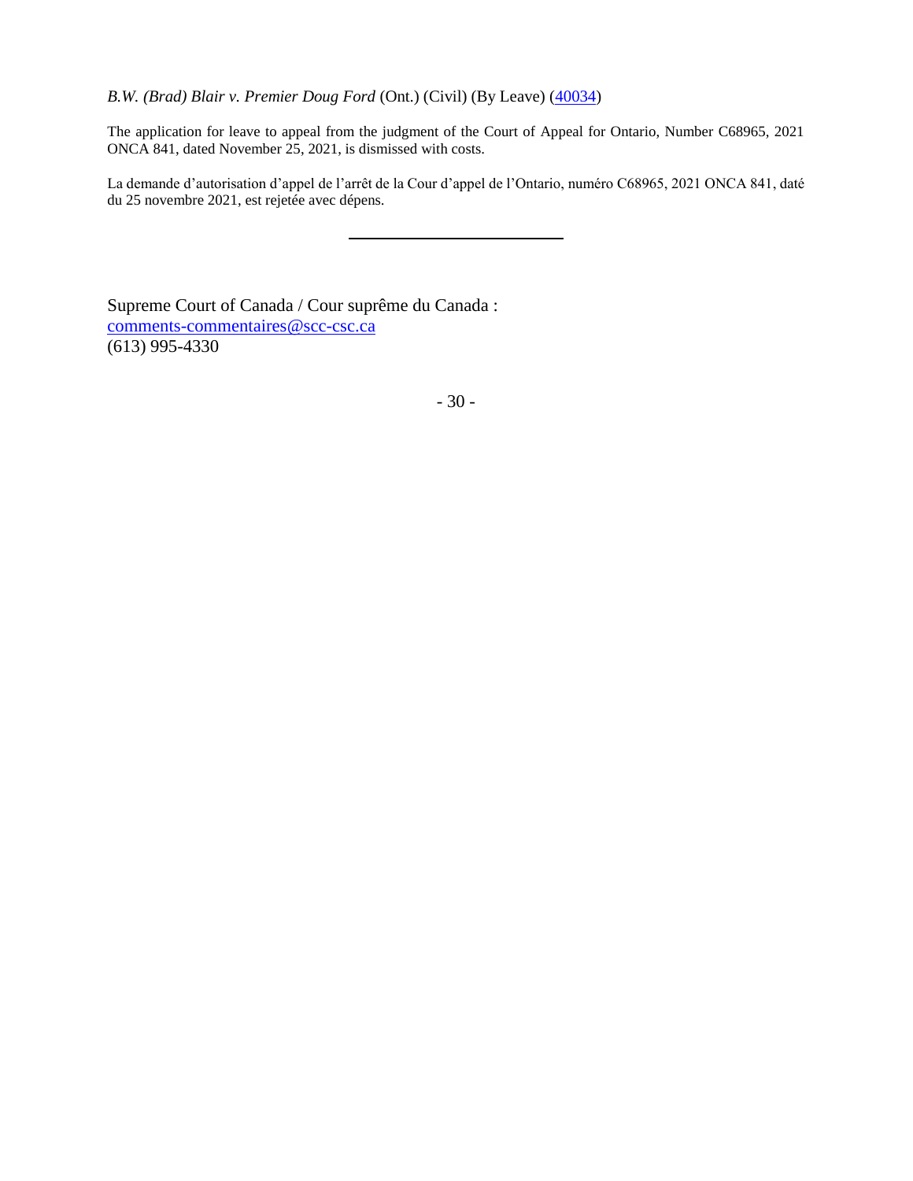*B.W. (Brad) Blair v. Premier Doug Ford* (Ont.) (Civil) (By Leave) (40034)

The application for leave to appeal from the judgment of the Court of Appeal for Ontario, Number C68965, 2021 ONCA 841, dated November 25, 2021, is dismissed with costs.

La demande d'autorisation d'appel de l'arrêt de la Cour d'appel de l'Ontario, numéro C68965, 2021 ONCA 841, daté du 25 novembre 2021, est rejetée avec dépens.

---

Supreme Court of Canada / Cour suprême du Canada :
comments-commentaires@scc-csc.ca
(613) 995-4330